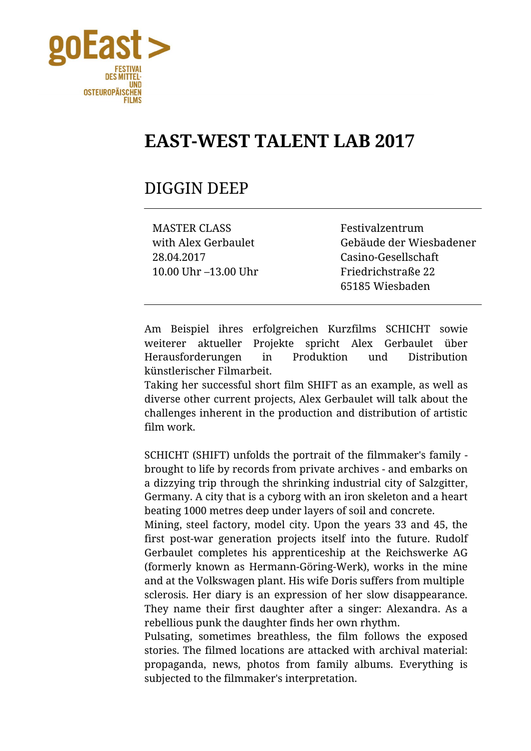goEast >

FESTIVAL DES MITTEL- UND OSTEUROPÄISCHEN FILMS

# EAST-WEST TALENT LAB 2017

## DIGGIN DEEP

| | |
|---|---|
| MASTER CLASS<br>with Alex Gerbaulet<br>28.04.2017<br>10.00 Uhr –13.00 Uhr | Festivalzentrum<br>Gebäude der Wiesbadener<br>Casino-Gesellschaft<br>Friedrichstraße 22<br>65185 Wiesbaden |

Am Beispiel ihres erfolgreichen Kurzfilms SCHICHT sowie weiterer aktueller Projekte spricht Alex Gerbaulet über Herausforderungen in Produktion und Distribution künstlerischer Filmarbeit.
Taking her successful short film SHIFT as an example, as well as diverse other current projects, Alex Gerbaulet will talk about the challenges inherent in the production and distribution of artistic film work.

SCHICHT (SHIFT) unfolds the portrait of the filmmaker's family - brought to life by records from private archives - and embarks on a dizzying trip through the shrinking industrial city of Salzgitter, Germany. A city that is a cyborg with an iron skeleton and a heart beating 1000 metres deep under layers of soil and concrete.
Mining, steel factory, model city. Upon the years 33 and 45, the first post-war generation projects itself into the future. Rudolf Gerbaulet completes his apprenticeship at the Reichswerke AG (formerly known as Hermann-Göring-Werk), works in the mine and at the Volkswagen plant. His wife Doris suffers from multiple sclerosis. Her diary is an expression of her slow disappearance. They name their first daughter after a singer: Alexandra. As a rebellious punk the daughter finds her own rhythm.
Pulsating, sometimes breathless, the film follows the exposed stories. The filmed locations are attacked with archival material: propaganda, news, photos from family albums. Everything is subjected to the filmmaker's interpretation.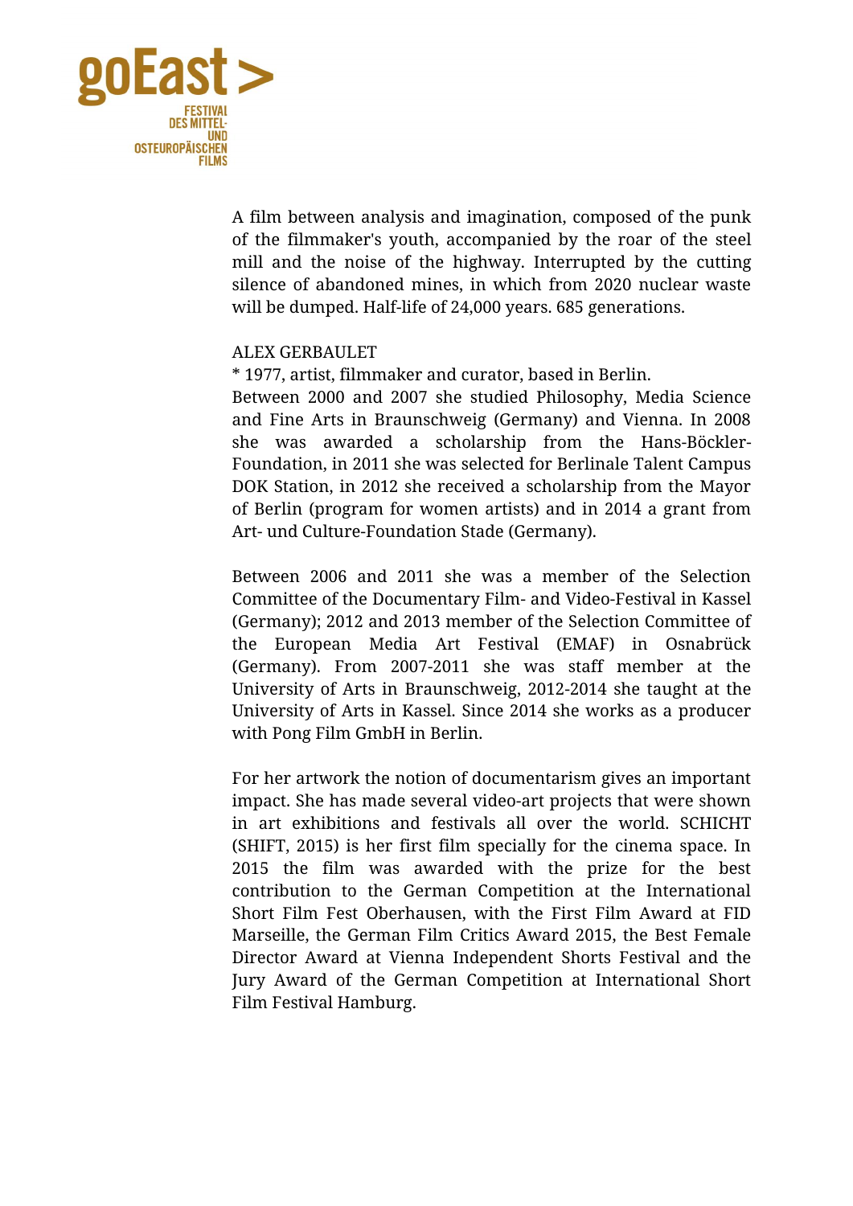A film between analysis and imagination, composed of the punk of the filmmaker's youth, accompanied by the roar of the steel mill and the noise of the highway. Interrupted by the cutting silence of abandoned mines, in which from 2020 nuclear waste will be dumped. Half-life of 24,000 years. 685 generations.

ALEX GERBAULET

* 1977, artist, filmmaker and curator, based in Berlin.
Between 2000 and 2007 she studied Philosophy, Media Science and Fine Arts in Braunschweig (Germany) and Vienna. In 2008 she was awarded a scholarship from the Hans-Böckler-Foundation, in 2011 she was selected for Berlinale Talent Campus DOK Station, in 2012 she received a scholarship from the Mayor of Berlin (program for women artists) and in 2014 a grant from Art- und Culture-Foundation Stade (Germany).

Between 2006 and 2011 she was a member of the Selection Committee of the Documentary Film- and Video-Festival in Kassel (Germany); 2012 and 2013 member of the Selection Committee of the European Media Art Festival (EMAF) in Osnabrück (Germany). From 2007-2011 she was staff member at the University of Arts in Braunschweig, 2012-2014 she taught at the University of Arts in Kassel. Since 2014 she works as a producer with Pong Film GmbH in Berlin.

For her artwork the notion of documentarism gives an important impact. She has made several video-art projects that were shown in art exhibitions and festivals all over the world. SCHICHT (SHIFT, 2015) is her first film specially for the cinema space. In 2015 the film was awarded with the prize for the best contribution to the German Competition at the International Short Film Fest Oberhausen, with the First Film Award at FID Marseille, the German Film Critics Award 2015, the Best Female Director Award at Vienna Independent Shorts Festival and the Jury Award of the German Competition at International Short Film Festival Hamburg.